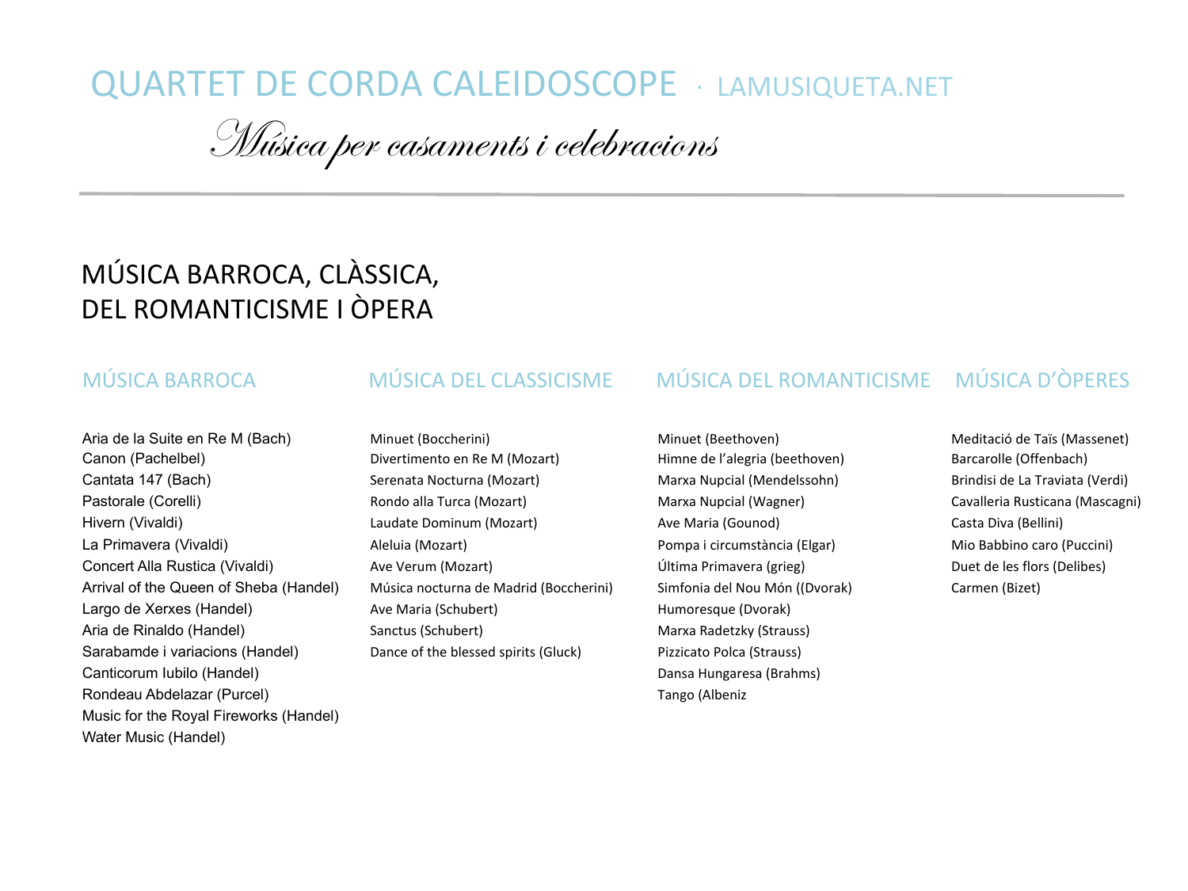# QUARTET DE CORDA CALEIDOSCOPE · LAMUSIQUETA.NET

*Música per casaments i celebracions*

## MÚSICA BARROCA, CLÀSSICA, DEL ROMANTICISME I ÒPERA

### MÚSICA BARROCA

Aria de la Suite en Re M (Bach)
Canon (Pachelbel)
Cantata 147 (Bach)
Pastorale (Corelli)
Hivern (Vivaldi)
La Primavera (Vivaldi)
Concert Alla Rustica (Vivaldi)
Arrival of the Queen of Sheba (Handel)
Largo de Xerxes (Handel)
Aria de Rinaldo (Handel)
Sarabamde i variacions (Handel)
Canticorum Iubilo (Handel)
Rondeau Abdelazar (Purcel)
Music for the Royal Fireworks (Handel)
Water Music (Handel)

### MÚSICA DEL CLASSICISME

Minuet (Boccherini)
Divertimento en Re M (Mozart)
Serenata Nocturna (Mozart)
Rondo alla Turca (Mozart)
Laudate Dominum (Mozart)
Aleluia (Mozart)
Ave Verum (Mozart)
Música nocturna de Madrid (Boccherini)
Ave Maria (Schubert)
Sanctus (Schubert)
Dance of the blessed spirits (Gluck)

### MÚSICA DEL ROMANTICISME

Minuet (Beethoven)
Himne de l'alegria (beethoven)
Marxa Nupcial (Mendelssohn)
Marxa Nupcial (Wagner)
Ave Maria (Gounod)
Pompa i circumstància (Elgar)
Última Primavera (grieg)
Simfonia del Nou Món ((Dvorak)
Humoresque (Dvorak)
Marxa Radetzky (Strauss)
Pizzicato Polca (Strauss)
Dansa Hungaresa (Brahms)
Tango (Albeniz

### MÚSICA D'ÒPERES

Meditació de Taïs (Massenet)
Barcarolle (Offenbach)
Brindisi de La Traviata (Verdi)
Cavalleria Rusticana (Mascagni)
Casta Diva (Bellini)
Mio Babbino caro (Puccini)
Duet de les flors (Delibes)
Carmen (Bizet)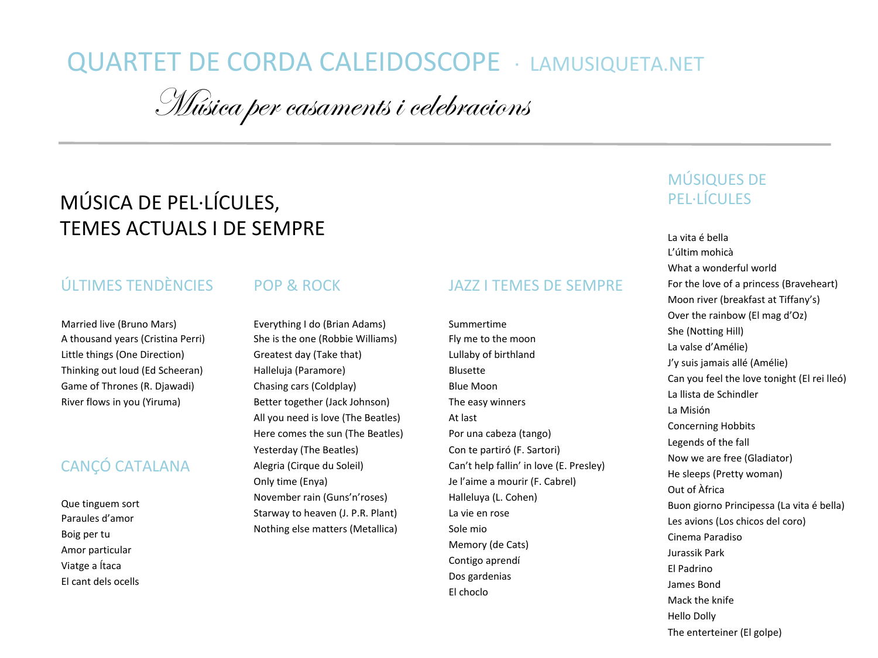# QUARTET DE CORDA CALEIDOSCOPE · LAMUSIQUETA.NET

*Música per casaments i celebracions*

## MÚSICA DE PEL·LÍCULES, TEMES ACTUALS I DE SEMPRE

### ÚLTIMES TENDÈNCIES

Married live (Bruno Mars)
A thousand years (Cristina Perri)
Little things (One Direction)
Thinking out loud (Ed Scheeran)
Game of Thrones (R. Djawadi)
River flows in you (Yiruma)

### CANÇÓ CATALANA

Que tinguem sort
Paraules d'amor
Boig per tu
Amor particular
Viatge a Ítaca
El cant dels ocells

### POP & ROCK

Everything I do (Brian Adams)
She is the one (Robbie Williams)
Greatest day (Take that)
Halleluja (Paramore)
Chasing cars (Coldplay)
Better together (Jack Johnson)
All you need is love (The Beatles)
Here comes the sun (The Beatles)
Yesterday (The Beatles)
Alegria (Cirque du Soleil)
Only time (Enya)
November rain (Guns'n'roses)
Starway to heaven (J. P.R. Plant)
Nothing else matters (Metallica)

### JAZZ I TEMES DE SEMPRE

Summertime
Fly me to the moon
Lullaby of birthland
Blusette
Blue Moon
The easy winners
At last
Por una cabeza (tango)
Con te partiró (F. Sartori)
Can't help fallin' in love (E. Presley)
Je l'aime a mourir (F. Cabrel)
Halleluya (L. Cohen)
La vie en rose
Sole mio
Memory (de Cats)
Contigo aprendí
Dos gardenias
El choclo

### MÚSIQUES DE PEL·LÍCULES

La vita é bella
L'últim mohicà
What a wonderful world
For the love of a princess (Braveheart)
Moon river (breakfast at Tiffany's)
Over the rainbow (El mag d'Oz)
She (Notting Hill)
La valse d'Amélie)
J'y suis jamais allé (Amélie)
Can you feel the love tonight (El rei lleó)
La llista de Schindler
La Misión
Concerning Hobbits
Legends of the fall
Now we are free (Gladiator)
He sleeps (Pretty woman)
Out of Àfrica
Buon giorno Principessa (La vita é bella)
Les avions (Los chicos del coro)
Cinema Paradiso
Jurassik Park
El Padrino
James Bond
Mack the knife
Hello Dolly
The enterteiner (El golpe)